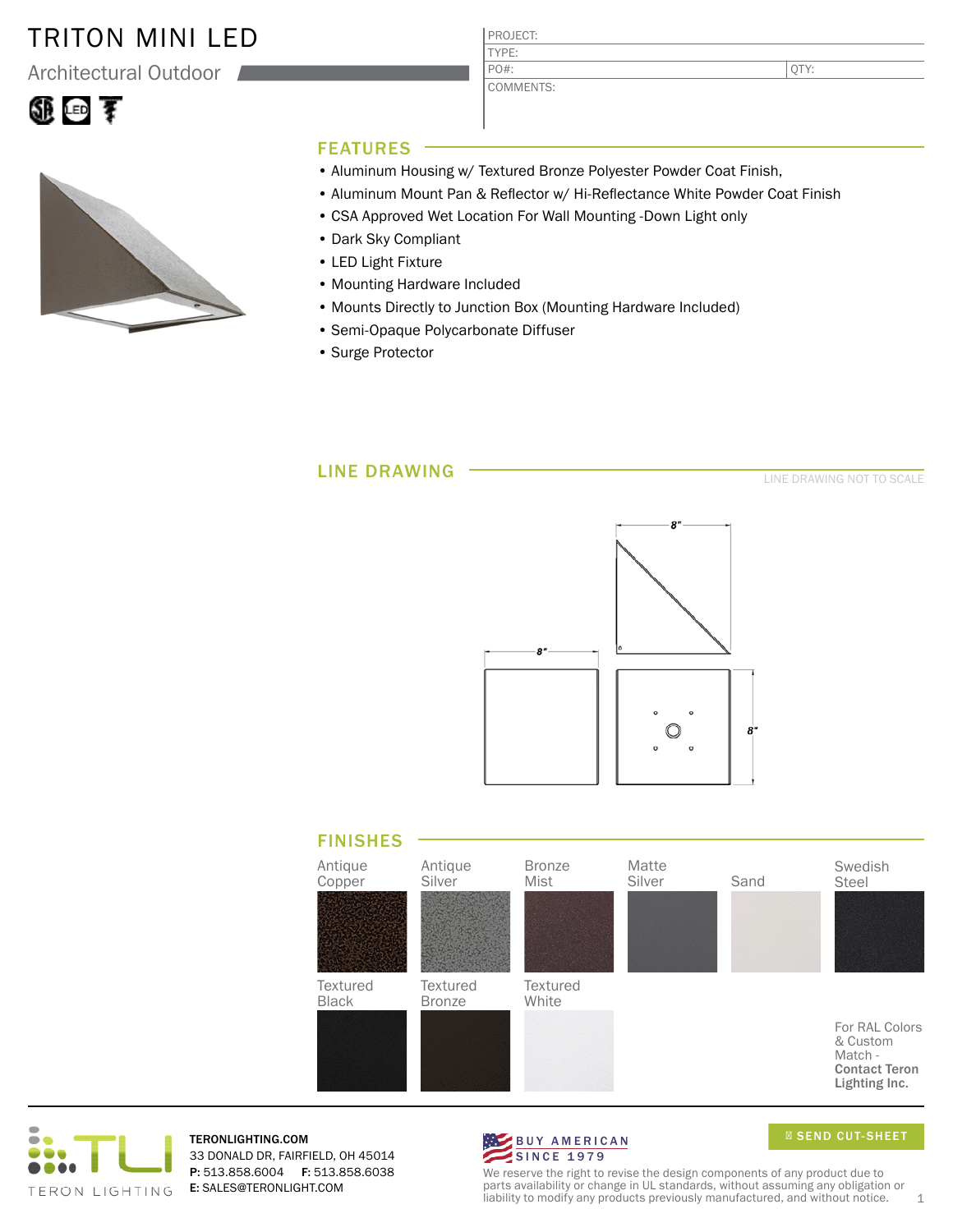# TRITON MINI LED

Architectural Outdoor

| PROJECT: | |
|---|---|
| TYPE: | |
| PO#: | QTY: |
| COMMENTS: | |

## FEATURES

- Aluminum Housing w/ Textured Bronze Polyester Powder Coat Finish,
- Aluminum Mount Pan & Reflector w/ Hi-Reflectance White Powder Coat Finish
- CSA Approved Wet Location For Wall Mounting -Down Light only
- Dark Sky Compliant
- LED Light Fixture
- Mounting Hardware Included
- Mounts Directly to Junction Box (Mounting Hardware Included)
- Semi-Opaque Polycarbonate Diffuser
- Surge Protector

## LINE DRAWING

LINE DRAWING NOT TO SCALE

8" 8" 8"

## FINISHES

Antique Copper, Antique Silver, Bronze Mist, Matte Silver, Sand, Swedish Steel

Textured Black, Textured Bronze, Textured White

For RAL Colors & Custom Match - **Contact Teron Lighting Inc.**

TERON LIGHTING

**TERONLIGHTING.COM**
33 DONALD DR, FAIRFIELD, OH 45014
**P:** 513.858.6004 **F:** 513.858.6038
**E:** SALES@TERONLIGHT.COM

BUY AMERICAN SINCE 1979

SEND CUT-SHEET

We reserve the right to revise the design components of any product due to parts availability or change in UL standards, without assuming any obligation or liability to modify any products previously manufactured, and without notice.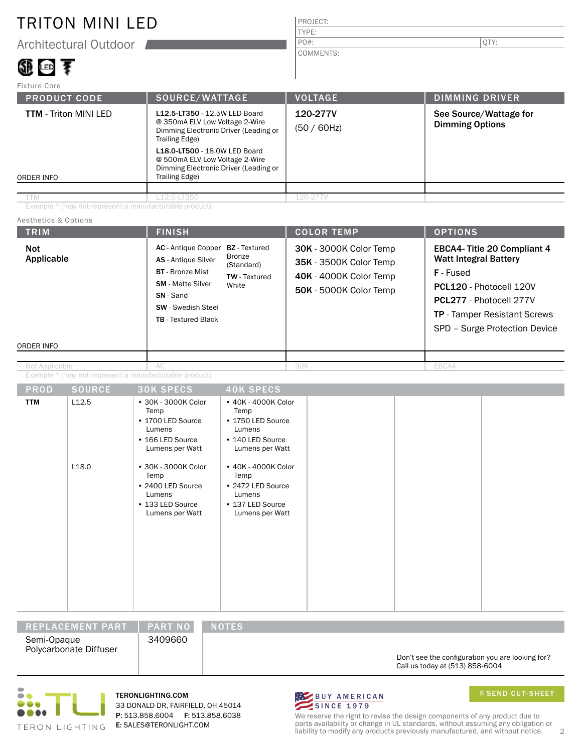# TRITON MINI LED

## Architectual Outdoor

| PROJECT: | |
|---|---|
| TYPE: | |
| PO#: | QTY: |
| COMMENTS: | |

Fixture Core

| PRODUCT CODE | SOURCE/WATTAGE | VOLTAGE | DIMMING DRIVER |
|---|---|---|---|
| **TTM** - Triton MINI LED | **L12.5-LT350** - 12.5W LED Board @ 350mA ELV Low Voltage 2-Wire Dimming Electronic Driver (Leading or Trailing Edge)<br>**L18.0-LT500** - 18.0W LED Board @ 500mA ELV Low Voltage 2-Wire Dimming Electronic Driver (Leading or Trailing Edge) | **120-277V**<br>(50 / 60Hz) | **See Source/Wattage for Dimming Options** |
| ORDER INFO | | | |
| TTM | L12.5-LT350 | 120-277V | |

Example ^ (may not represent a manufacturable product)

Aesthetics & Options

| TRIM | FINISH | COLOR TEMP | OPTIONS |
|---|---|---|---|
| **Not Applicable** | **AC** - Antique Copper<br>**AS** - Antique Silver<br>**BT** - Bronze Mist<br>**SM** - Matte Silver<br>**SN** - Sand<br>**SW** - Swedish Steel<br>**TB** - Textured Black<br>**BZ** - Textured Bronze (Standard)<br>**TW** - Textured White | **30K** - 3000K Color Temp<br>**35K** - 3500K Color Temp<br>**40K** - 4000K Color Temp<br>**50K** - 5000K Color Temp | **EBCA4- Title 20 Compliant 4 Watt Integral Battery**<br>**F** - Fused<br>**PCL120** - Photocell 120V<br>**PCL277** - Photocell 277V<br>**TP** - Tamper Resistant Screws<br>SPD – Surge Protection Device |
| ORDER INFO | | | |
| Not Applicable | AC | 30K | EBCA4 |

Example ^ (may not represent a manufacturable product)

| PROD | SOURCE | 30K SPECS | 40K SPECS |
|---|---|---|---|
| **TTM** | L12.5 | • 30K - 3000K Color Temp<br>• 1700 LED Source Lumens<br>• 166 LED Source Lumens per Watt | • 40K - 4000K Color Temp<br>• 1750 LED Source Lumens<br>• 140 LED Source Lumens per Watt |
| | L18.0 | • 30K - 3000K Color Temp<br>• 2400 LED Source Lumens<br>• 133 LED Source Lumens per Watt | • 40K - 4000K Color Temp<br>• 2472 LED Source Lumens<br>• 137 LED Source Lumens per Watt |

| REPLACEMENT PART | PART NO | NOTES |
|---|---|---|
| Semi-Opaque Polycarbonate Diffuser | 3409660 | |

Don't see the configuration you are looking for? Call us today at (513) 858-6004

TERON LIGHTING

**TERONLIGHTING.COM**
33 DONALD DR, FAIRFIELD, OH 45014
**P:** 513.858.6004 **F:** 513.858.6038
**E:** SALES@TERONLIGHT.COM

BUY AMERICAN SINCE 1979

SEND CUT-SHEET

We reserve the right to revise the design components of any product due to parts availability or change in UL standards, without assuming any obligation or liability to modify any products previously manufactured, and without notice.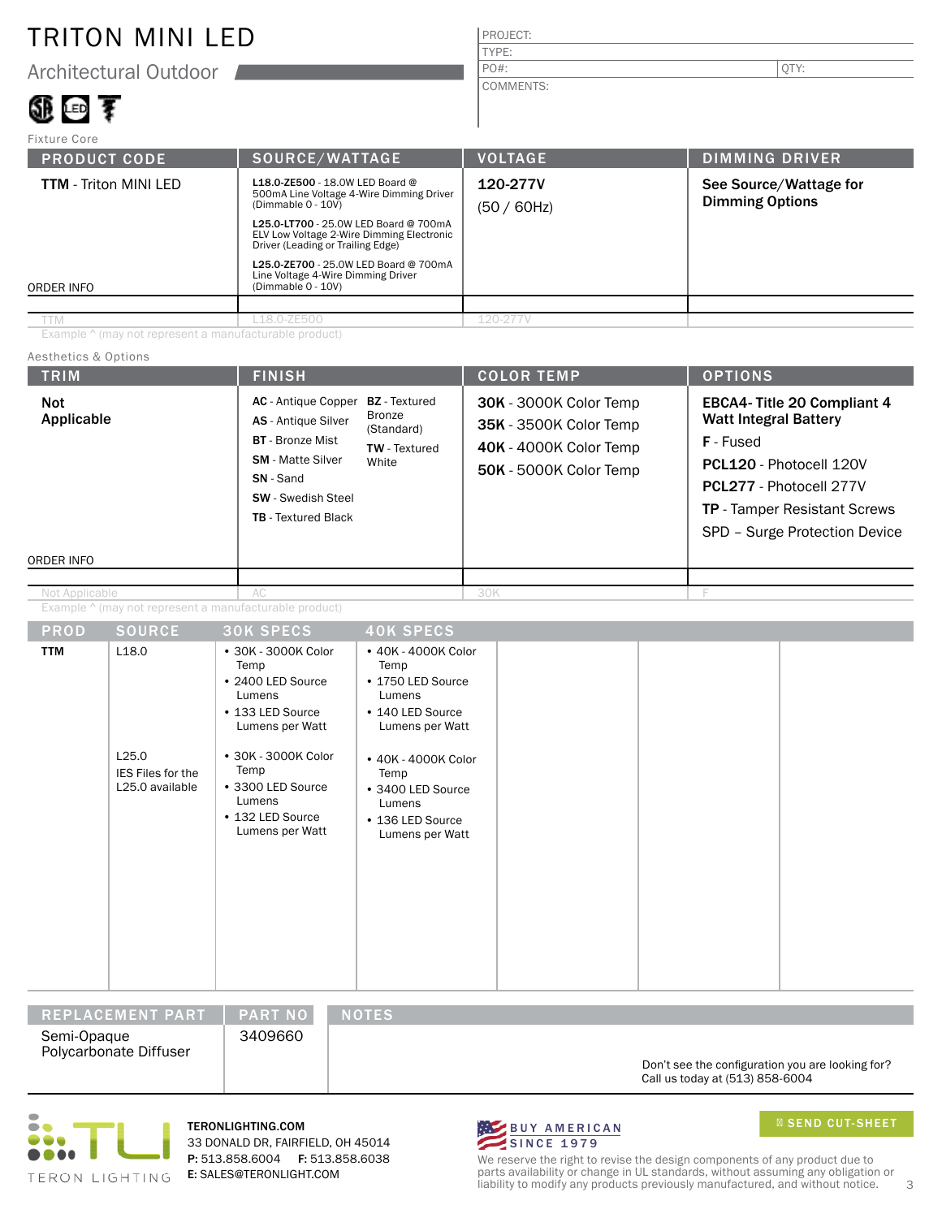# TRITON MINI LED

Architectural Outdoor

| PROJECT: | |
|---|---|
| TYPE: | |
| PO#: | QTY: |
| COMMENTS: | |

Fixture Core

| PRODUCT CODE | SOURCE/WATTAGE | VOLTAGE | DIMMING DRIVER |
|---|---|---|---|
| **TTM** - Triton MINI LED | **L18.0-ZE500** - 18.0W LED Board @ 500mA Line Voltage 4-Wire Dimming Driver (Dimmable 0 - 10V)<br>**L25.0-LT700** - 25.0W LED Board @ 700mA ELV Low Voltage 2-Wire Dimming Electronic Driver (Leading or Trailing Edge)<br>**L25.0-ZE700** - 25.0W LED Board @ 700mA Line Voltage 4-Wire Dimming Driver (Dimmable 0 - 10V) | **120-277V**<br>(50 / 60Hz) | **See Source/Wattage for Dimming Options** |
| ORDER INFO | | | |
| TTM | L18.0-ZE500 | 120-277V | |

Example ^ (may not represent a manufacturable product)

Aesthetics & Options

| TRIM | FINISH | COLOR TEMP | OPTIONS |
|---|---|---|---|
| **Not Applicable** | **AC** - Antique Copper<br>**AS** - Antique Silver<br>**BT** - Bronze Mist<br>**SM** - Matte Silver<br>**SN** - Sand<br>**SW** - Swedish Steel<br>**TB** - Textured Black<br>**BZ** - Textured Bronze (Standard)<br>**TW** - Textured White | **30K** - 3000K Color Temp<br>**35K** - 3500K Color Temp<br>**40K** - 4000K Color Temp<br>**50K** - 5000K Color Temp | **EBCA4- Title 20 Compliant 4 Watt Integral Battery**<br>**F** - Fused<br>**PCL120** - Photocell 120V<br>**PCL277** - Photocell 277V<br>**TP** - Tamper Resistant Screws<br>SPD – Surge Protection Device |
| ORDER INFO | | | |
| Not Applicable | AC | 30K | F |

Example ^ (may not represent a manufacturable product)

| PROD | SOURCE | 30K SPECS | 40K SPECS |
|---|---|---|---|
| **TTM** | L18.0 | • 30K - 3000K Color Temp<br>• 2400 LED Source Lumens<br>• 133 LED Source Lumens per Watt | • 40K - 4000K Color Temp<br>• 1750 LED Source Lumens<br>• 140 LED Source Lumens per Watt |
| | L25.0<br>IES Files for the L25.0 available | • 30K - 3000K Color Temp<br>• 3300 LED Source Lumens<br>• 132 LED Source Lumens per Watt | • 40K - 4000K Color Temp<br>• 3400 LED Source Lumens<br>• 136 LED Source Lumens per Watt |

| REPLACEMENT PART | PART NO | NOTES |
|---|---|---|
| Semi-Opaque Polycarbonate Diffuser | 3409660 | |

Don't see the configuration you are looking for? Call us today at (513) 858-6004

TERON LIGHTING

**TERONLIGHTING.COM**
33 DONALD DR, FAIRFIELD, OH 45014
**P:** 513.858.6004 **F:** 513.858.6038
**E:** SALES@TERONLIGHT.COM

BUY AMERICAN SINCE 1979

SEND CUT-SHEET

We reserve the right to revise the design components of any product due to parts availability or change in UL standards, without assuming any obligation or liability to modify any products previously manufactured, and without notice.